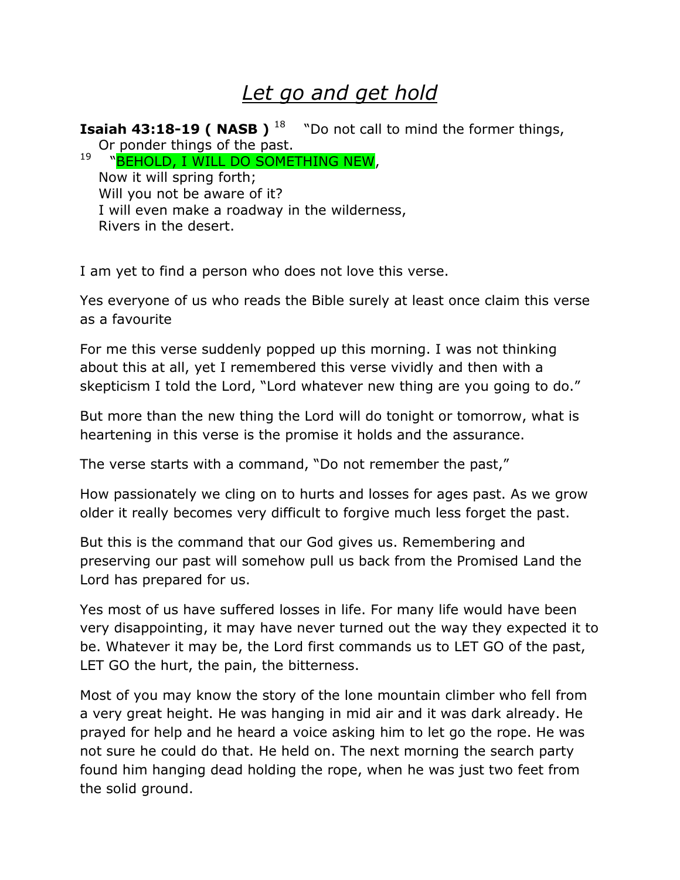# *Let go and get hold*

**Isaiah 43:18-19 ( NASB )** [18] "Do not call to mind the former things,
Or ponder things of the past.
[19] "BEHOLD, I WILL DO SOMETHING NEW,
Now it will spring forth;
Will you not be aware of it?
I will even make a roadway in the wilderness,
Rivers in the desert.

I am yet to find a person who does not love this verse.

Yes everyone of us who reads the Bible surely at least once claim this verse as a favourite

For me this verse suddenly popped up this morning. I was not thinking about this at all, yet I remembered this verse vividly and then with a skepticism I told the Lord, "Lord whatever new thing are you going to do."

But more than the new thing the Lord will do tonight or tomorrow, what is heartening in this verse is the promise it holds and the assurance.

The verse starts with a command, "Do not remember the past,"

How passionately we cling on to hurts and losses for ages past. As we grow older it really becomes very difficult to forgive much less forget the past.

But this is the command that our God gives us. Remembering and preserving our past will somehow pull us back from the Promised Land the Lord has prepared for us.

Yes most of us have suffered losses in life. For many life would have been very disappointing, it may have never turned out the way they expected it to be. Whatever it may be, the Lord first commands us to LET GO of the past, LET GO the hurt, the pain, the bitterness.

Most of you may know the story of the lone mountain climber who fell from a very great height. He was hanging in mid air and it was dark already. He prayed for help and he heard a voice asking him to let go the rope. He was not sure he could do that. He held on. The next morning the search party found him hanging dead holding the rope, when he was just two feet from the solid ground.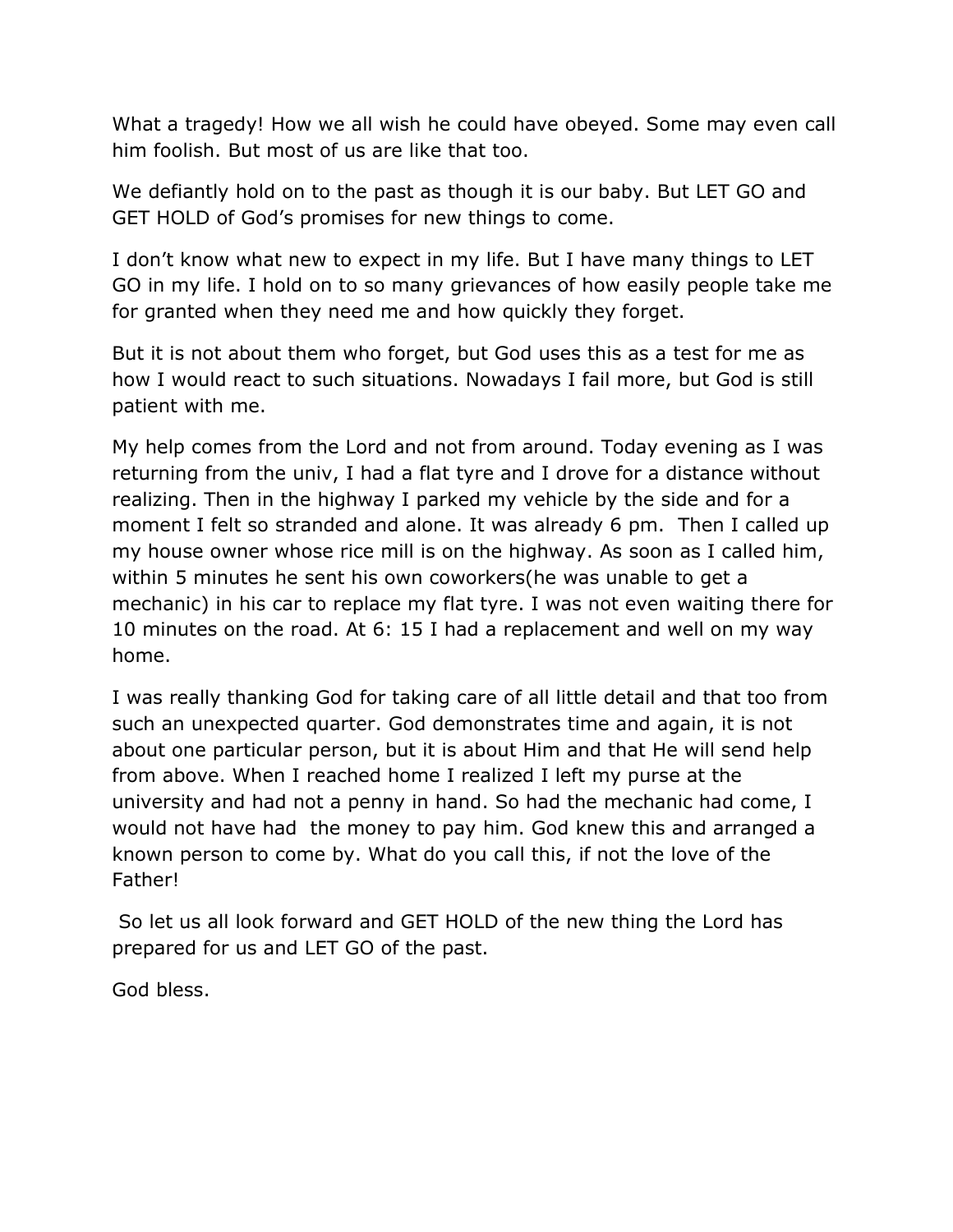What a tragedy! How we all wish he could have obeyed. Some may even call him foolish. But most of us are like that too.

We defiantly hold on to the past as though it is our baby. But LET GO and GET HOLD of God's promises for new things to come.

I don't know what new to expect in my life. But I have many things to LET GO in my life. I hold on to so many grievances of how easily people take me for granted when they need me and how quickly they forget.

But it is not about them who forget, but God uses this as a test for me as how I would react to such situations. Nowadays I fail more, but God is still patient with me.

My help comes from the Lord and not from around. Today evening as I was returning from the univ, I had a flat tyre and I drove for a distance without realizing. Then in the highway I parked my vehicle by the side and for a moment I felt so stranded and alone. It was already 6 pm.  Then I called up my house owner whose rice mill is on the highway. As soon as I called him, within 5 minutes he sent his own coworkers(he was unable to get a mechanic) in his car to replace my flat tyre. I was not even waiting there for 10 minutes on the road. At 6: 15 I had a replacement and well on my way home.

I was really thanking God for taking care of all little detail and that too from such an unexpected quarter. God demonstrates time and again, it is not about one particular person, but it is about Him and that He will send help from above. When I reached home I realized I left my purse at the university and had not a penny in hand. So had the mechanic had come, I would not have had  the money to pay him. God knew this and arranged a known person to come by. What do you call this, if not the love of the Father!

So let us all look forward and GET HOLD of the new thing the Lord has prepared for us and LET GO of the past.

God bless.